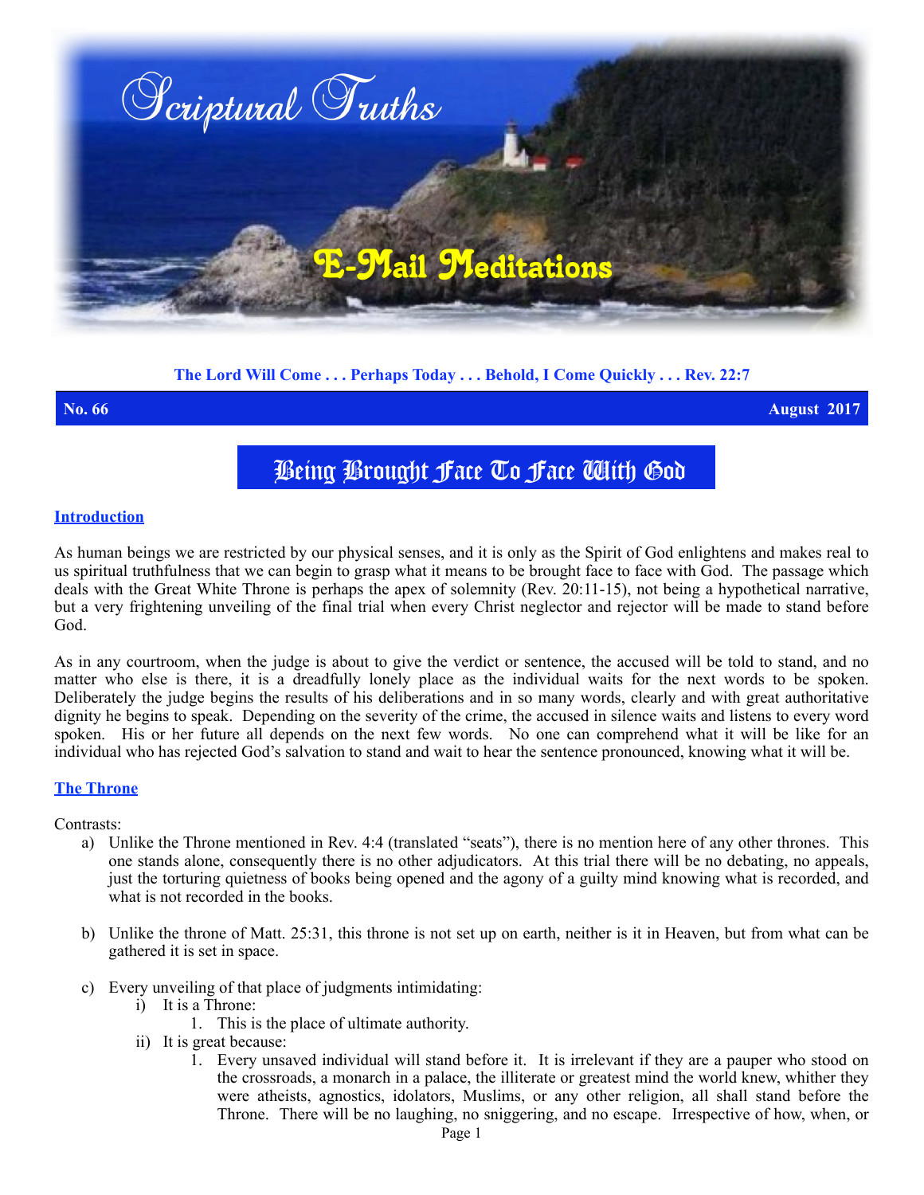# Scriptural Truths

## E-Mail Meditations

**The Lord Will Come . . . Perhaps Today . . . Behold, I Come Quickly . . . Rev. 22:7**

**No. 66** **August 2017**

# Being Brought Face To Face With God

## Introduction

As human beings we are restricted by our physical senses, and it is only as the Spirit of God enlightens and makes real to us spiritual truthfulness that we can begin to grasp what it means to be brought face to face with God. The passage which deals with the Great White Throne is perhaps the apex of solemnity (Rev. 20:11-15), not being a hypothetical narrative, but a very frightening unveiling of the final trial when every Christ neglector and rejector will be made to stand before God.

As in any courtroom, when the judge is about to give the verdict or sentence, the accused will be told to stand, and no matter who else is there, it is a dreadfully lonely place as the individual waits for the next words to be spoken. Deliberately the judge begins the results of his deliberations and in so many words, clearly and with great authoritative dignity he begins to speak. Depending on the severity of the crime, the accused in silence waits and listens to every word spoken. His or her future all depends on the next few words. No one can comprehend what it will be like for an individual who has rejected God's salvation to stand and wait to hear the sentence pronounced, knowing what it will be.

## The Throne

Contrasts:

a) Unlike the Throne mentioned in Rev. 4:4 (translated "seats"), there is no mention here of any other thrones. This one stands alone, consequently there is no other adjudicators. At this trial there will be no debating, no appeals, just the torturing quietness of books being opened and the agony of a guilty mind knowing what is recorded, and what is not recorded in the books.

b) Unlike the throne of Matt. 25:31, this throne is not set up on earth, neither is it in Heaven, but from what can be gathered it is set in space.

c) Every unveiling of that place of judgments intimidating:
   i) It is a Throne:
      1. This is the place of ultimate authority.
   ii) It is great because:
      1. Every unsaved individual will stand before it. It is irrelevant if they are a pauper who stood on the crossroads, a monarch in a palace, the illiterate or greatest mind the world knew, whither they were atheists, agnostics, idolators, Muslims, or any other religion, all shall stand before the Throne. There will be no laughing, no sniggering, and no escape. Irrespective of how, when, or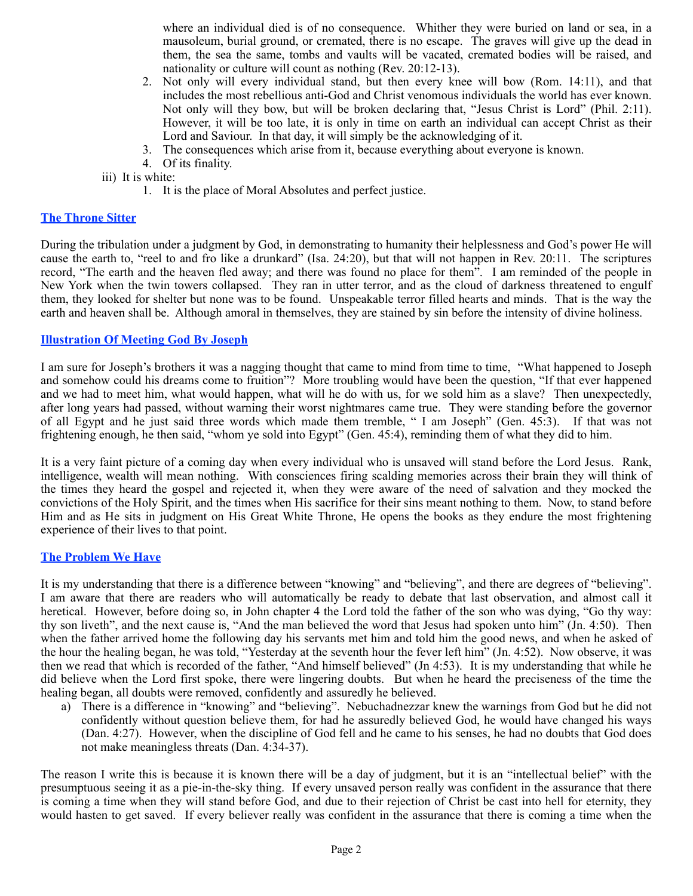where an individual died is of no consequence. Whither they were buried on land or sea, in a mausoleum, burial ground, or cremated, there is no escape. The graves will give up the dead in them, the sea the same, tombs and vaults will be vacated, cremated bodies will be raised, and nationality or culture will count as nothing (Rev. 20:12-13).

2. Not only will every individual stand, but then every knee will bow (Rom. 14:11), and that includes the most rebellious anti-God and Christ venomous individuals the world has ever known. Not only will they bow, but will be broken declaring that, "Jesus Christ is Lord" (Phil. 2:11). However, it will be too late, it is only in time on earth an individual can accept Christ as their Lord and Saviour. In that day, it will simply be the acknowledging of it.
3. The consequences which arise from it, because everything about everyone is known.
4. Of its finality.

iii) It is white:

1. It is the place of Moral Absolutes and perfect justice.

## The Throne Sitter

During the tribulation under a judgment by God, in demonstrating to humanity their helplessness and God's power He will cause the earth to, "reel to and fro like a drunkard" (Isa. 24:20), but that will not happen in Rev. 20:11. The scriptures record, "The earth and the heaven fled away; and there was found no place for them". I am reminded of the people in New York when the twin towers collapsed. They ran in utter terror, and as the cloud of darkness threatened to engulf them, they looked for shelter but none was to be found. Unspeakable terror filled hearts and minds. That is the way the earth and heaven shall be. Although amoral in themselves, they are stained by sin before the intensity of divine holiness.

## Illustration Of Meeting God By Joseph

I am sure for Joseph's brothers it was a nagging thought that came to mind from time to time, "What happened to Joseph and somehow could his dreams come to fruition"? More troubling would have been the question, "If that ever happened and we had to meet him, what would happen, what will he do with us, for we sold him as a slave? Then unexpectedly, after long years had passed, without warning their worst nightmares came true. They were standing before the governor of all Egypt and he just said three words which made them tremble, " I am Joseph" (Gen. 45:3). If that was not frightening enough, he then said, "whom ye sold into Egypt" (Gen. 45:4), reminding them of what they did to him.

It is a very faint picture of a coming day when every individual who is unsaved will stand before the Lord Jesus. Rank, intelligence, wealth will mean nothing. With consciences firing scalding memories across their brain they will think of the times they heard the gospel and rejected it, when they were aware of the need of salvation and they mocked the convictions of the Holy Spirit, and the times when His sacrifice for their sins meant nothing to them. Now, to stand before Him and as He sits in judgment on His Great White Throne, He opens the books as they endure the most frightening experience of their lives to that point.

## The Problem We Have

It is my understanding that there is a difference between "knowing" and "believing", and there are degrees of "believing". I am aware that there are readers who will automatically be ready to debate that last observation, and almost call it heretical. However, before doing so, in John chapter 4 the Lord told the father of the son who was dying, "Go thy way: thy son liveth", and the next cause is, "And the man believed the word that Jesus had spoken unto him" (Jn. 4:50). Then when the father arrived home the following day his servants met him and told him the good news, and when he asked of the hour the healing began, he was told, "Yesterday at the seventh hour the fever left him" (Jn. 4:52). Now observe, it was then we read that which is recorded of the father, "And himself believed" (Jn 4:53). It is my understanding that while he did believe when the Lord first spoke, there were lingering doubts. But when he heard the preciseness of the time the healing began, all doubts were removed, confidently and assuredly he believed.

a) There is a difference in "knowing" and "believing". Nebuchadnezzar knew the warnings from God but he did not confidently without question believe them, for had he assuredly believed God, he would have changed his ways (Dan. 4:27). However, when the discipline of God fell and he came to his senses, he had no doubts that God does not make meaningless threats (Dan. 4:34-37).

The reason I write this is because it is known there will be a day of judgment, but it is an "intellectual belief" with the presumptuous seeing it as a pie-in-the-sky thing. If every unsaved person really was confident in the assurance that there is coming a time when they will stand before God, and due to their rejection of Christ be cast into hell for eternity, they would hasten to get saved. If every believer really was confident in the assurance that there is coming a time when the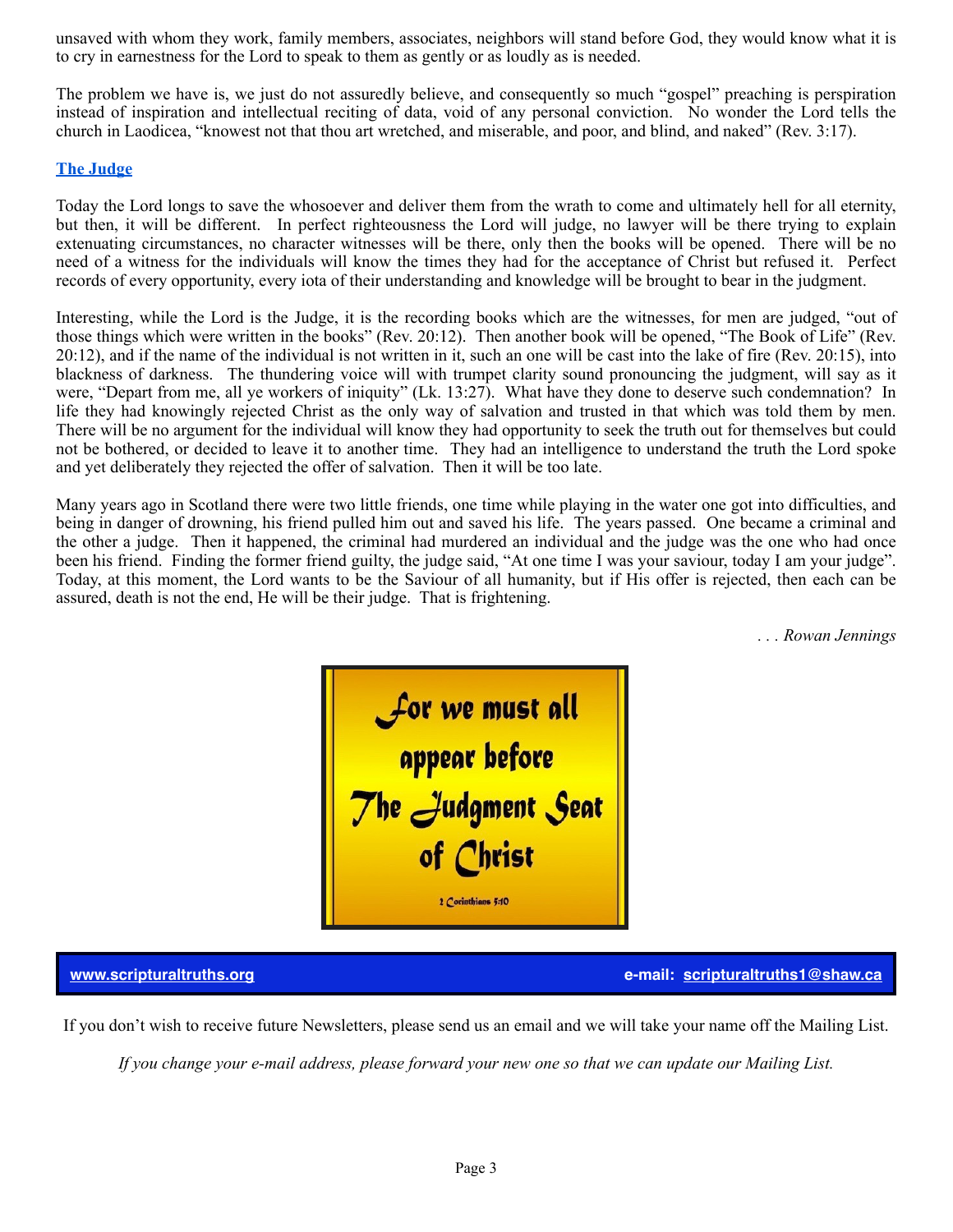unsaved with whom they work, family members, associates, neighbors will stand before God, they would know what it is to cry in earnestness for the Lord to speak to them as gently or as loudly as is needed.

The problem we have is, we just do not assuredly believe, and consequently so much "gospel" preaching is perspiration instead of inspiration and intellectual reciting of data, void of any personal conviction. No wonder the Lord tells the church in Laodicea, "knowest not that thou art wretched, and miserable, and poor, and blind, and naked" (Rev. 3:17).

## The Judge

Today the Lord longs to save the whosoever and deliver them from the wrath to come and ultimately hell for all eternity, but then, it will be different. In perfect righteousness the Lord will judge, no lawyer will be there trying to explain extenuating circumstances, no character witnesses will be there, only then the books will be opened. There will be no need of a witness for the individuals will know the times they had for the acceptance of Christ but refused it. Perfect records of every opportunity, every iota of their understanding and knowledge will be brought to bear in the judgment.

Interesting, while the Lord is the Judge, it is the recording books which are the witnesses, for men are judged, "out of those things which were written in the books" (Rev. 20:12). Then another book will be opened, "The Book of Life" (Rev. 20:12), and if the name of the individual is not written in it, such an one will be cast into the lake of fire (Rev. 20:15), into blackness of darkness. The thundering voice will with trumpet clarity sound pronouncing the judgment, will say as it were, "Depart from me, all ye workers of iniquity" (Lk. 13:27). What have they done to deserve such condemnation? In life they had knowingly rejected Christ as the only way of salvation and trusted in that which was told them by men. There will be no argument for the individual will know they had opportunity to seek the truth out for themselves but could not be bothered, or decided to leave it to another time. They had an intelligence to understand the truth the Lord spoke and yet deliberately they rejected the offer of salvation. Then it will be too late.

Many years ago in Scotland there were two little friends, one time while playing in the water one got into difficulties, and being in danger of drowning, his friend pulled him out and saved his life. The years passed. One became a criminal and the other a judge. Then it happened, the criminal had murdered an individual and the judge was the one who had once been his friend. Finding the former friend guilty, the judge said, "At one time I was your saviour, today I am your judge". Today, at this moment, the Lord wants to be the Saviour of all humanity, but if His offer is rejected, then each can be assured, death is not the end, He will be their judge. That is frightening.

*. . . Rowan Jennings*

For we must all appear before The Judgment Seat of Christ

2 Corinthians 5:10

**www.scripturaltruths.org** **e-mail: scripturaltruths1@shaw.ca**

If you don't wish to receive future Newsletters, please send us an email and we will take your name off the Mailing List.

*If you change your e-mail address, please forward your new one so that we can update our Mailing List.*